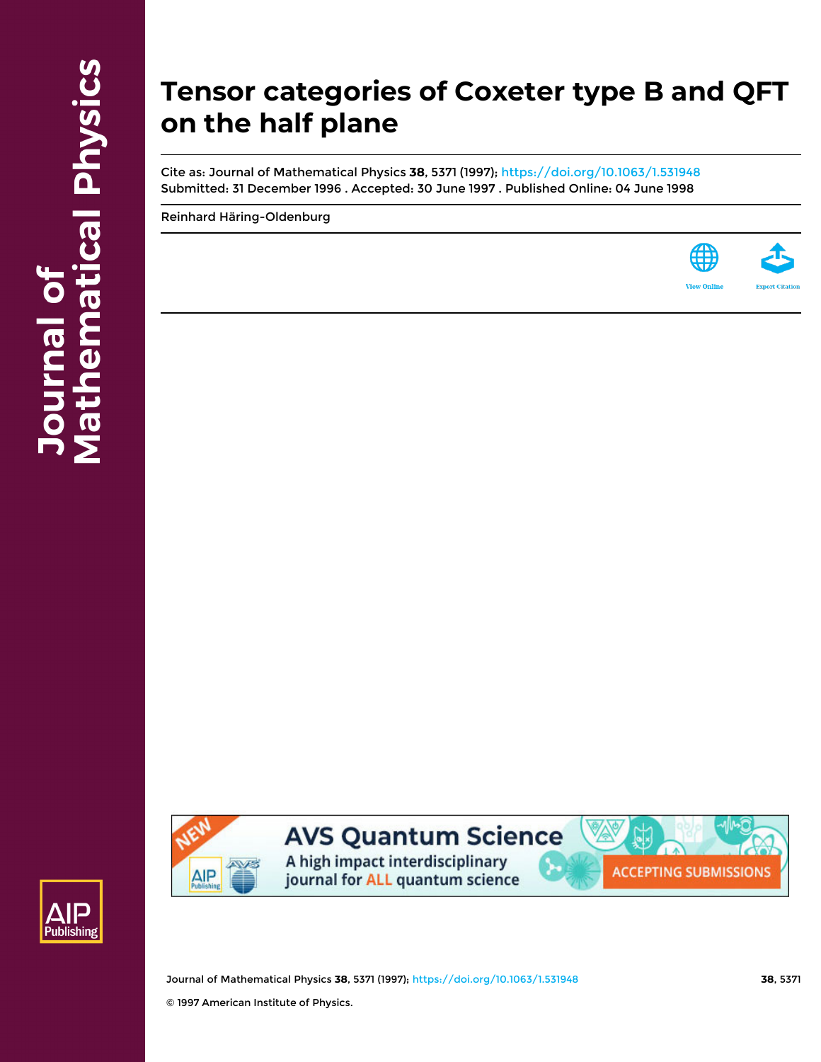# Tensor categories of Coxeter type B and QFT on the half plane

Cite as: Journal of Mathematical Physics **38**, 5371 (1997); https://doi.org/10.1063/1.531948

Submitted: 31 December 1996 . Accepted: 30 June 1997 . Published Online: 04 June 1998

Reinhard Häring-Oldenburg

© 1997 American Institute of Physics.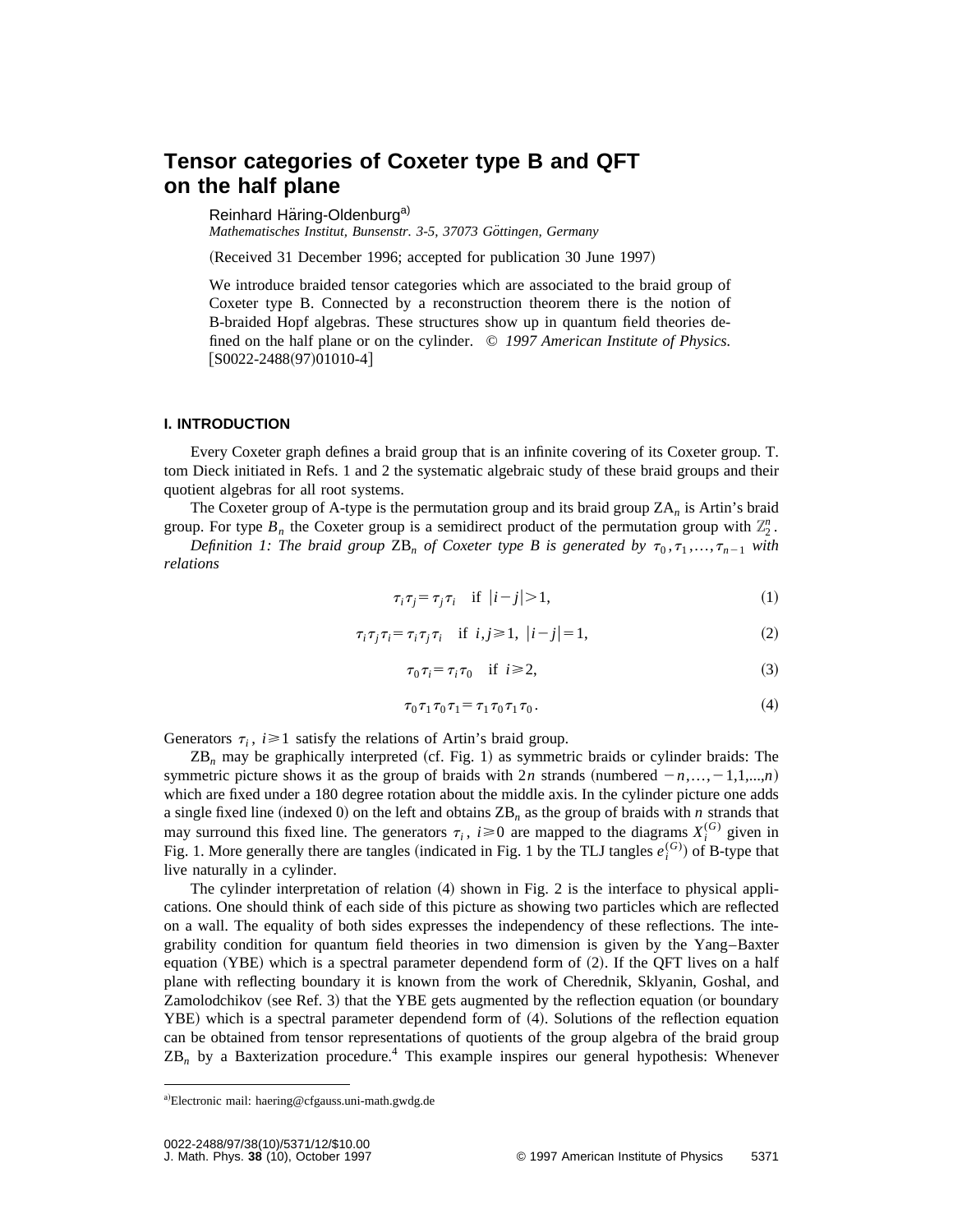## Tensor categories of Coxeter type B and QFT on the half plane

Reinhard Häring-Oldenburg[a)]

*Mathematisches Institut, Bunsenstr. 3-5, 37073 Göttingen, Germany*

(Received 31 December 1996; accepted for publication 30 June 1997)

We introduce braided tensor categories which are associated to the braid group of Coxeter type B. Connected by a reconstruction theorem there is the notion of B-braided Hopf algebras. These structures show up in quantum field theories defined on the half plane or on the cylinder. © *1997 American Institute of Physics.* [S0022-2488(97)01010-4]

### I. INTRODUCTION

Every Coxeter graph defines a braid group that is an infinite covering of its Coxeter group. T. tom Dieck initiated in Refs. 1 and 2 the systematic algebraic study of these braid groups and their quotient algebras for all root systems.

The Coxeter group of A-type is the permutation group and its braid group $\mathrm{ZA}_n$ is Artin's braid group. For type $B_n$ the Coxeter group is a semidirect product of the permutation group with $\mathbb{Z}_2^n$.

*Definition 1: The braid group* $\mathrm{ZB}_n$ *of Coxeter type B is generated by* $\tau_0, \tau_1, \ldots, \tau_{n-1}$ *with relations*

$$\tau_i \tau_j = \tau_j \tau_i \quad \text{if } |i-j|>1, \tag{1}$$

$$\tau_i \tau_j \tau_i = \tau_i \tau_j \tau_i \quad \text{if } i,j \geqslant 1,\ |i-j|=1, \tag{2}$$

$$\tau_0 \tau_i = \tau_i \tau_0 \quad \text{if } i \geqslant 2, \tag{3}$$

$$\tau_0 \tau_1 \tau_0 \tau_1 = \tau_1 \tau_0 \tau_1 \tau_0 . \tag{4}$$

Generators $\tau_i$, $i \geqslant 1$ satisfy the relations of Artin's braid group.

$\mathrm{ZB}_n$ may be graphically interpreted (cf. Fig. 1) as symmetric braids or cylinder braids: The symmetric picture shows it as the group of braids with $2n$ strands (numbered $-n,\ldots,-1,1,\ldots,n$) which are fixed under a 180 degree rotation about the middle axis. In the cylinder picture one adds a single fixed line (indexed 0) on the left and obtains $\mathrm{ZB}_n$ as the group of braids with $n$ strands that may surround this fixed line. The generators $\tau_i$, $i \geqslant 0$ are mapped to the diagrams $X_i^{(G)}$ given in Fig. 1. More generally there are tangles (indicated in Fig. 1 by the TLJ tangles $e_i^{(G)}$) of B-type that live naturally in a cylinder.

The cylinder interpretation of relation (4) shown in Fig. 2 is the interface to physical applications. One should think of each side of this picture as showing two particles which are reflected on a wall. The equality of both sides expresses the independency of these reflections. The integrability condition for quantum field theories in two dimension is given by the Yang–Baxter equation (YBE) which is a spectral parameter dependend form of (2). If the QFT lives on a half plane with reflecting boundary it is known from the work of Cherednik, Sklyanin, Goshal, and Zamolodchikov (see Ref. 3) that the YBE gets augmented by the reflection equation (or boundary YBE) which is a spectral parameter dependend form of (4). Solutions of the reflection equation can be obtained from tensor representations of quotients of the group algebra of the braid group $\mathrm{ZB}_n$ by a Baxterization procedure.[4] This example inspires our general hypothesis: Whenever

---

[a)]Electronic mail: haering@cfgauss.uni-math.gwdg.de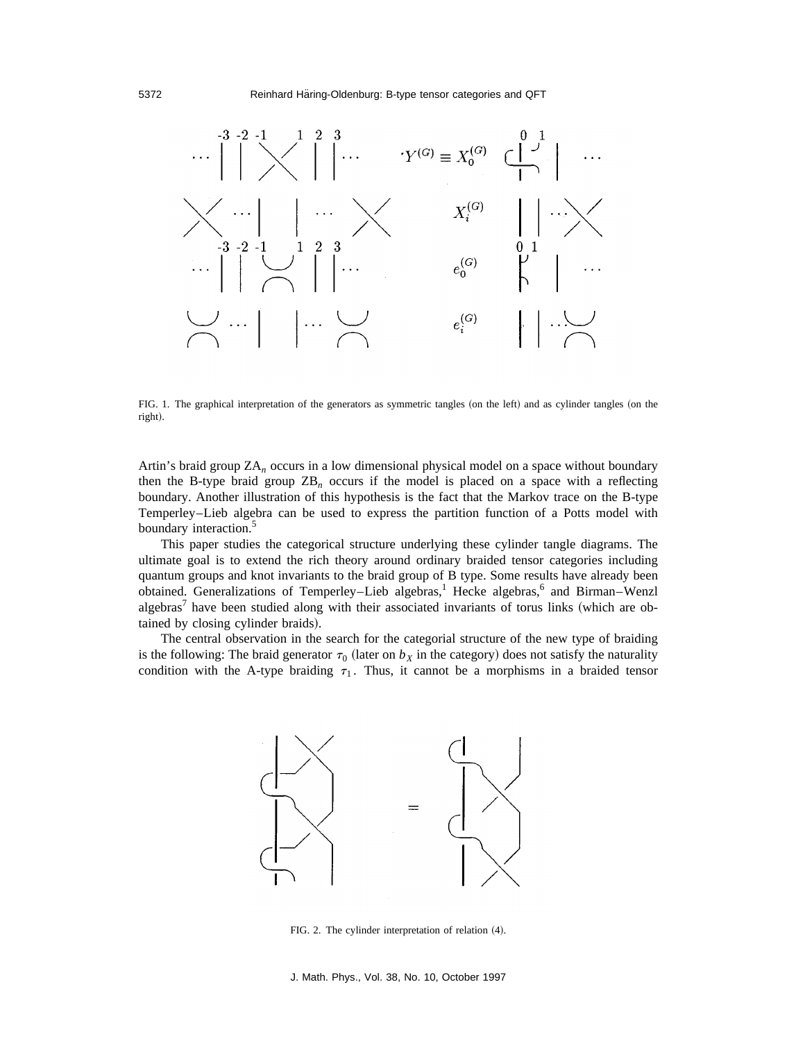FIG. 1. The graphical interpretation of the generators as symmetric tangles (on the left) and as cylinder tangles (on the right).

Artin's braid group $ZA_n$ occurs in a low dimensional physical model on a space without boundary then the B-type braid group $ZB_n$ occurs if the model is placed on a space with a reflecting boundary. Another illustration of this hypothesis is the fact that the Markov trace on the B-type Temperley–Lieb algebra can be used to express the partition function of a Potts model with boundary interaction.[5]

This paper studies the categorical structure underlying these cylinder tangle diagrams. The ultimate goal is to extend the rich theory around ordinary braided tensor categories including quantum groups and knot invariants to the braid group of B type. Some results have already been obtained. Generalizations of Temperley–Lieb algebras,[1] Hecke algebras,[6] and Birman–Wenzl algebras[7] have been studied along with their associated invariants of torus links (which are obtained by closing cylinder braids).

The central observation in the search for the categorial structure of the new type of braiding is the following: The braid generator $\tau_0$ (later on $b_X$ in the category) does not satisfy the naturality condition with the A-type braiding $\tau_1$. Thus, it cannot be a morphisms in a braided tensor

FIG. 2. The cylinder interpretation of relation (4).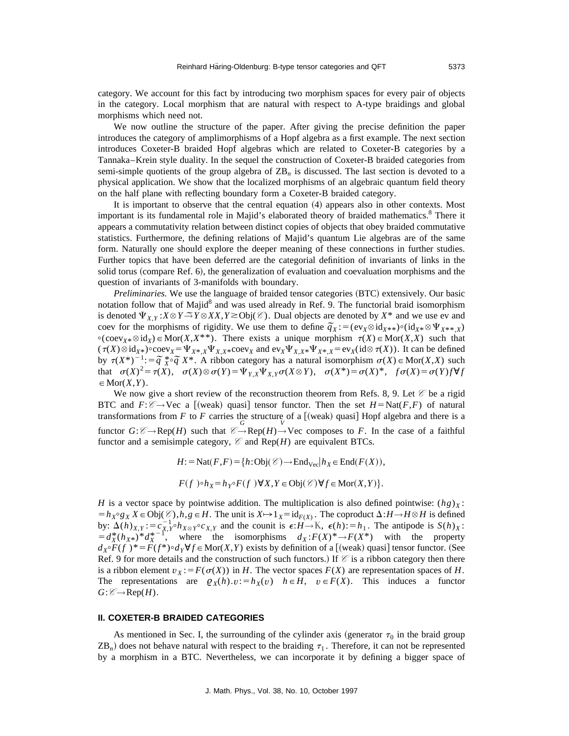category. We account for this fact by introducing two morphism spaces for every pair of objects in the category. Local morphism that are natural with respect to A-type braidings and global morphisms which need not.

We now outline the structure of the paper. After giving the precise definition the paper introduces the category of amplimorphisms of a Hopf algebra as a first example. The next section introduces Coxeter-B braided Hopf algebras which are related to Coxeter-B categories by a Tannaka–Krein style duality. In the sequel the construction of Coxeter-B braided categories from semi-simple quotients of the group algebra of $\mathrm{ZB}_n$ is discussed. The last section is devoted to a physical application. We show that the localized morphisms of an algebraic quantum field theory on the half plane with reflecting boundary form a Coxeter-B braided category.

It is important to observe that the central equation (4) appears also in other contexts. Most important is its fundamental role in Majid's elaborated theory of braided mathematics.[8] There it appears a commutativity relation between distinct copies of objects that obey braided commutative statistics. Furthermore, the defining relations of Majid's quantum Lie algebras are of the same form. Naturally one should explore the deeper meaning of these connections in further studies. Further topics that have been deferred are the categorial definition of invariants of links in the solid torus (compare Ref. 6), the generalization of evaluation and coevaluation morphisms and the question of invariants of 3-manifolds with boundary.

*Preliminaries.* We use the language of braided tensor categories (BTC) extensively. Our basic notation follow that of Majid[8] and was used already in Ref. 9. The functorial braid isomorphism is denoted $\Psi_{X,Y}:X\otimes Y \xrightarrow{\sim} Y\otimes X X,Y \gtrsim \mathrm{Obj}(\mathscr{C})$. Dual objects are denoted by $X^*$ and we use ev and coev for the morphisms of rigidity. We use them to define $\tilde{q}_X := (\mathrm{ev}_X \otimes \mathrm{id}_{X^{**}})\circ(\mathrm{id}_{X^*}\otimes \Psi_{X^{**},X})\circ(\mathrm{coev}_{X^*}\otimes \mathrm{id}_X) \in \mathrm{Mor}(X,X^{**})$. There exists a unique morphism $\tau(X)\in \mathrm{Mor}(X,X)$ such that $(\tau(X)\otimes \mathrm{id}_{X^*})\circ \mathrm{coev}_X = \Psi_{X^*,X}\Psi_{X,X^*}\mathrm{coev}_X$ and $\mathrm{ev}_X \Psi_{X,X^*}\Psi_{X^*,X} = \mathrm{ev}_X(\mathrm{id}\otimes \tau(X))$. It can be defined by $\tau(X^*)^{-1} := \tilde{q}\,{}^*_X \circ \tilde{q}\, X^*$. A ribbon category has a natural isomorphism $\sigma(X)\in \mathrm{Mor}(X,X)$ such that $\sigma(X)^2 = \tau(X)$, $\sigma(X)\otimes\sigma(Y) = \Psi_{Y,X}\Psi_{X,Y}\sigma(X\otimes Y)$, $\sigma(X^*) = \sigma(X)^*$, $f\sigma(X) = \sigma(Y) f \forall f \in \mathrm{Mor}(X,Y)$.

We now give a short review of the reconstruction theorem from Refs. 8, 9. Let $\mathscr{C}$ be a rigid BTC and $F:\mathscr{C}\to \mathrm{Vec}$ a [(weak) quasi] tensor functor. Then the set $H = \mathrm{Nat}(F,F)$ of natural transformations from $F$ to $F$ carries the structure of a [(weak) quasi] Hopf algebra and there is a functor $G:\mathscr{C}\to \mathrm{Rep}(H)$ such that $\mathscr{C}\xrightarrow{G}\mathrm{Rep}(H)\xrightarrow{V}\mathrm{Vec}$ composes to $F$. In the case of a faithful functor and a semisimple category, $\mathscr{C}$ and $\mathrm{Rep}(H)$ are equivalent BTCs.

$$H := \mathrm{Nat}(F,F) = \{h:\mathrm{Obj}(\mathscr{C})\to \mathrm{End}_{\mathrm{Vec}} | h_X \in \mathrm{End}(F(X)),$$

$$F(f)\circ h_X = h_Y \circ F(f) \forall X,Y\in \mathrm{Obj}(\mathscr{C}) \forall f\in \mathrm{Mor}(X,Y)\}.$$

$H$ is a vector space by pointwise addition. The multiplication is also defined pointwise: $(hg)_X := h_X \circ g_X\ X\in \mathrm{Obj}(\mathscr{C}), h,g\in H$. The unit is $X\mapsto 1_X = \mathrm{id}_{F(X)}$. The coproduct $\Delta:H\to H\otimes H$ is defined by: $\Delta(h)_{X,Y} := c^{-1}_{X,Y}\circ h_{X\otimes Y}\circ c_{X,Y}$ and the counit is $\epsilon:H\to \mathbb{K}$, $\epsilon(h) := h_1$. The antipode is $S(h)_X := d^*_X(h_{X^*})^* d^{*-1}_X$, where the isomorphisms $d_X:F(X)^*\to F(X^*)$ with the property $d_X\circ F(f)^* = F(f^*)\circ d_Y \forall f\in \mathrm{Mor}(X,Y)$ exists by definition of a [(weak) quasi] tensor functor. (See Ref. 9 for more details and the construction of such functors.) If $\mathscr{C}$ is a ribbon category then there is a ribbon element $v_X := F(\sigma(X))$ in $H$. The vector spaces $F(X)$ are representation spaces of $H$. The representations are $\varrho_X(h).v := h_X(v)$ $h\in H$, $v\in F(X)$. This induces a functor $G:\mathscr{C}\to \mathrm{Rep}(H)$.

## II. COXETER-B BRAIDED CATEGORIES

As mentioned in Sec. I, the surrounding of the cylinder axis (generator $\tau_0$ in the braid group $\mathrm{ZB}_n$) does not behave natural with respect to the braiding $\tau_1$. Therefore, it can not be represented by a morphism in a BTC. Nevertheless, we can incorporate it by defining a bigger space of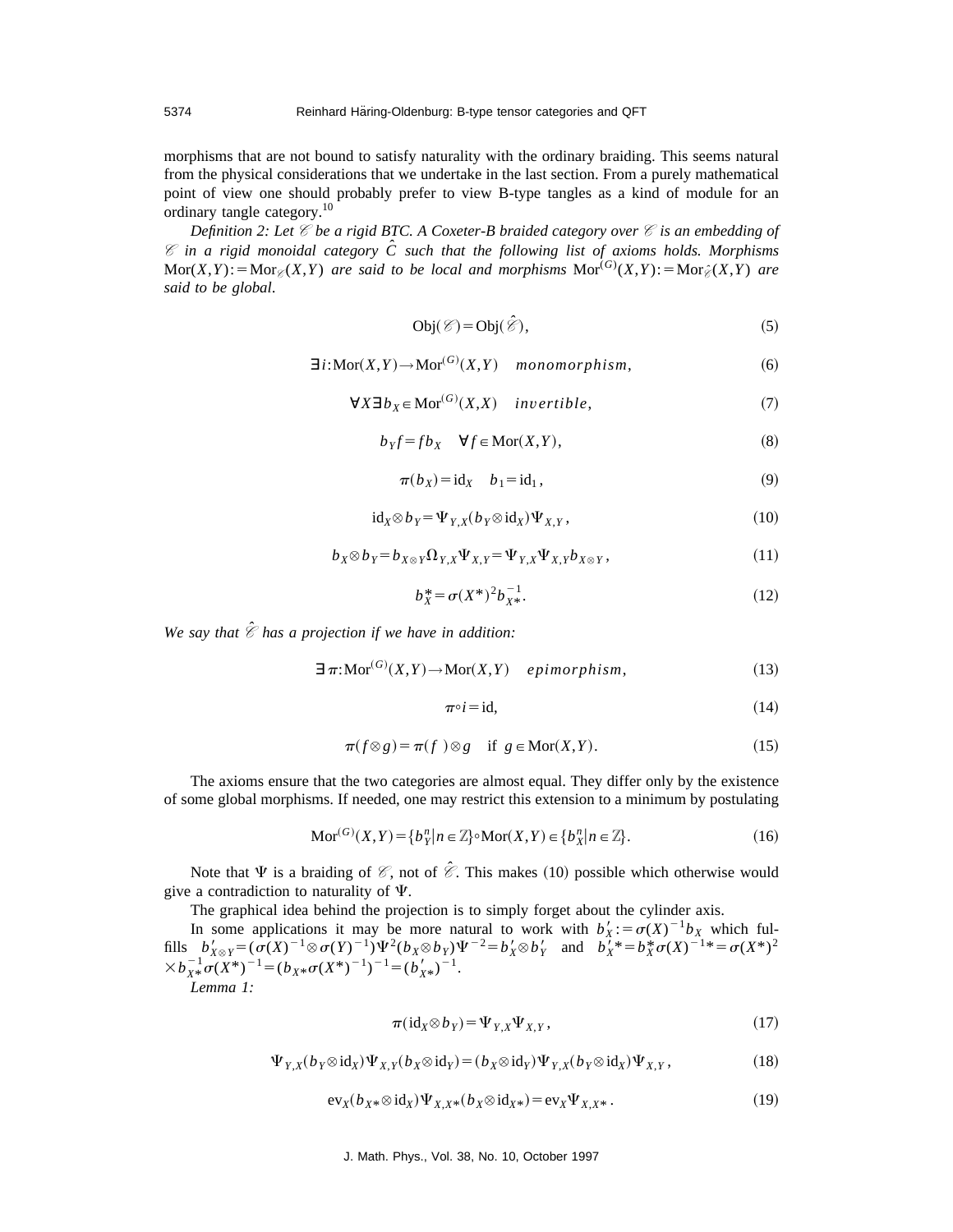morphisms that are not bound to satisfy naturality with the ordinary braiding. This seems natural from the physical considerations that we undertake in the last section. From a purely mathematical point of view one should probably prefer to view B-type tangles as a kind of module for an ordinary tangle category.[10]

*Definition 2: Let $\mathscr{C}$ be a rigid BTC. A Coxeter-B braided category over $\mathscr{C}$ is an embedding of $\mathscr{C}$ in a rigid monoidal category $\hat{C}$ such that the following list of axioms holds. Morphisms $\mathrm{Mor}(X,Y) := \mathrm{Mor}_{\mathscr{C}}(X,Y)$ are said to be local and morphisms $\mathrm{Mor}^{(G)}(X,Y) := \mathrm{Mor}_{\hat{\mathscr{C}}}(X,Y)$ are said to be global.*

$$\mathrm{Obj}(\mathscr{C}) = \mathrm{Obj}(\hat{\mathscr{C}}), \tag{5}$$

$$\exists i : \mathrm{Mor}(X,Y) \to \mathrm{Mor}^{(G)}(X,Y) \quad \textit{monomorphism}, \tag{6}$$

$$\forall X \exists b_X \in \mathrm{Mor}^{(G)}(X,X) \quad \textit{invertible}, \tag{7}$$

$$b_Y f = f b_X \quad \forall f \in \mathrm{Mor}(X,Y), \tag{8}$$

$$\pi(b_X) = \mathrm{id}_X \quad b_1 = \mathrm{id}_1, \tag{9}$$

$$\mathrm{id}_X \otimes b_Y = \Psi_{Y,X}(b_Y \otimes \mathrm{id}_X)\Psi_{X,Y}, \tag{10}$$

$$b_X \otimes b_Y = b_{X\otimes Y}\Omega_{Y,X}\Psi_{X,Y} = \Psi_{Y,X}\Psi_{X,Y} b_{X\otimes Y}, \tag{11}$$

$$b_X^* = \sigma(X^*)^2 b_{X^*}^{-1}. \tag{12}$$

*We say that $\hat{\mathscr{C}}$ has a projection if we have in addition:*

$$\exists \pi : \mathrm{Mor}^{(G)}(X,Y) \to \mathrm{Mor}(X,Y) \quad \textit{epimorphism}, \tag{13}$$

$$\pi \circ i = \mathrm{id}, \tag{14}$$

$$\pi(f \otimes g) = \pi(f) \otimes g \quad \text{if } g \in \mathrm{Mor}(X,Y). \tag{15}$$

The axioms ensure that the two categories are almost equal. They differ only by the existence of some global morphisms. If needed, one may restrict this extension to a minimum by postulating

$$\mathrm{Mor}^{(G)}(X,Y) = \{b_Y^n | n \in \mathbb{Z}\} \circ \mathrm{Mor}(X,Y) \in \{b_X^n | n \in \mathbb{Z}\}. \tag{16}$$

Note that $\Psi$ is a braiding of $\mathscr{C}$, not of $\hat{\mathscr{C}}$. This makes (10) possible which otherwise would give a contradiction to naturality of $\Psi$.

The graphical idea behind the projection is to simply forget about the cylinder axis.

In some applications it may be more natural to work with $b_X' := \sigma(X)^{-1} b_X$ which fulfills $b_{X\otimes Y}' = (\sigma(X)^{-1} \otimes \sigma(Y)^{-1})\Psi^2(b_X \otimes b_Y)\Psi^{-2} = b_X' \otimes b_Y'$ and $b_X'^* = b_X^* \sigma(X)^{-1*} = \sigma(X^*)^2 \times b_{X^*}^{-1}\sigma(X^*)^{-1} = (b_{X^*}\sigma(X^*)^{-1})^{-1} = (b_{X^*}')^{-1}$.

*Lemma 1:*

$$\pi(\mathrm{id}_X \otimes b_Y) = \Psi_{Y,X}\Psi_{X,Y}, \tag{17}$$

$$\Psi_{Y,X}(b_Y \otimes \mathrm{id}_X)\Psi_{X,Y}(b_X \otimes \mathrm{id}_Y) = (b_X \otimes \mathrm{id}_Y)\Psi_{Y,X}(b_Y \otimes \mathrm{id}_X)\Psi_{X,Y}, \tag{18}$$

$$\mathrm{ev}_X(b_{X^*} \otimes \mathrm{id}_X)\Psi_{X,X^*}(b_X \otimes \mathrm{id}_{X^*}) = \mathrm{ev}_X \Psi_{X,X^*}. \tag{19}$$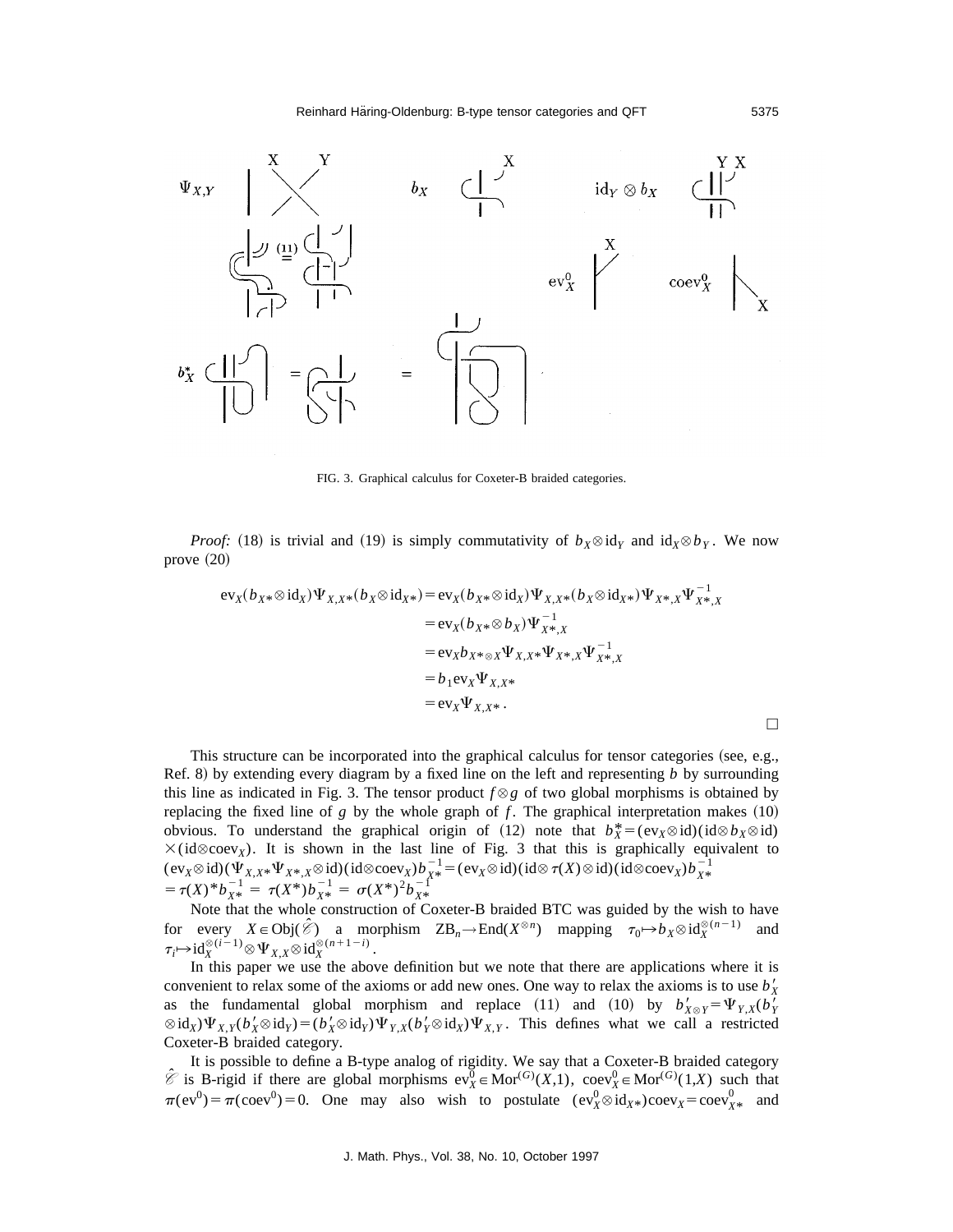FIG. 3. Graphical calculus for Coxeter-B braided categories.

*Proof:* (18) is trivial and (19) is simply commutativity of $b_X \otimes \mathrm{id}_Y$ and $\mathrm{id}_X \otimes b_Y$. We now prove (20)

$$
\begin{aligned}
\mathrm{ev}_X(b_{X*}\otimes \mathrm{id}_X)\Psi_{X,X*}(b_X\otimes \mathrm{id}_{X*}) &= \mathrm{ev}_X(b_{X*}\otimes \mathrm{id}_X)\Psi_{X,X*}(b_X\otimes \mathrm{id}_{X*})\Psi_{X*,X}\Psi^{-1}_{X*,X}\\
&= \mathrm{ev}_X(b_{X*}\otimes b_X)\Psi^{-1}_{X*,X}\\
&= \mathrm{ev}_X b_{X*\otimes X}\Psi_{X,X*}\Psi_{X*,X}\Psi^{-1}_{X*,X}\\
&= b_1 \mathrm{ev}_X \Psi_{X,X*}\\
&= \mathrm{ev}_X \Psi_{X,X*}.
\end{aligned}
$$

□

This structure can be incorporated into the graphical calculus for tensor categories (see, e.g., Ref. 8) by extending every diagram by a fixed line on the left and representing $b$ by surrounding this line as indicated in Fig. 3. The tensor product $f\otimes g$ of two global morphisms is obtained by replacing the fixed line of $g$ by the whole graph of $f$. The graphical interpretation makes (10) obvious. To understand the graphical origin of (12) note that $b^*_X = (\mathrm{ev}_X \otimes \mathrm{id})(\mathrm{id}\otimes b_X \otimes \mathrm{id}) \times(\mathrm{id}\otimes \mathrm{coev}_X)$. It is shown in the last line of Fig. 3 that this is graphically equivalent to $(\mathrm{ev}_X\otimes \mathrm{id})(\Psi_{X,X*}\Psi_{X*,X}\otimes \mathrm{id})(\mathrm{id}\otimes \mathrm{coev}_X)b^{-1}_{X*} = (\mathrm{ev}_X \otimes \mathrm{id})(\mathrm{id}\otimes \tau(X)\otimes \mathrm{id})(\mathrm{id}\otimes \mathrm{coev}_X)b^{-1}_{X*}$ $= \tau(X)^* b^{-1}_{X*} = \tau(X^*)b^{-1}_{X*} = \sigma(X^*)^2 b^{-1}_{X*}$

Note that the whole construction of Coxeter-B braided BTC was guided by the wish to have for every $X\in \mathrm{Obj}(\hat{\mathscr{C}})$ a morphism $ZB_n \to \mathrm{End}(X^{\otimes n})$ mapping $\tau_0 \mapsto b_X \otimes \mathrm{id}_X^{\otimes(n-1)}$ and $\tau_i \mapsto \mathrm{id}_X^{\otimes(i-1)}\otimes \Psi_{X,X}\otimes \mathrm{id}_X^{\otimes(n+1-i)}$.

In this paper we use the above definition but we note that there are applications where it is convenient to relax some of the axioms or add new ones. One way to relax the axioms is to use $b'_X$ as the fundamental global morphism and replace (11) and (10) by $b'_{X\otimes Y} = \Psi_{Y,X}(b'_Y \otimes \mathrm{id}_X)\Psi_{X,Y}(b'_X\otimes \mathrm{id}_Y) = (b'_X \otimes \mathrm{id}_Y)\Psi_{Y,X}(b'_Y\otimes \mathrm{id}_X)\Psi_{X,Y}$. This defines what we call a restricted Coxeter-B braided category.

It is possible to define a B-type analog of rigidity. We say that a Coxeter-B braided category $\hat{\mathscr{C}}$ is B-rigid if there are global morphisms $\mathrm{ev}^0_X \in \mathrm{Mor}^{(G)}(X,1)$, $\mathrm{coev}^0_X \in \mathrm{Mor}^{(G)}(1,X)$ such that $\pi(\mathrm{ev}^0) = \pi(\mathrm{coev}^0) = 0$. One may also wish to postulate $(\mathrm{ev}^0_X \otimes \mathrm{id}_{X*})\mathrm{coev}_X = \mathrm{coev}^0_{X*}$ and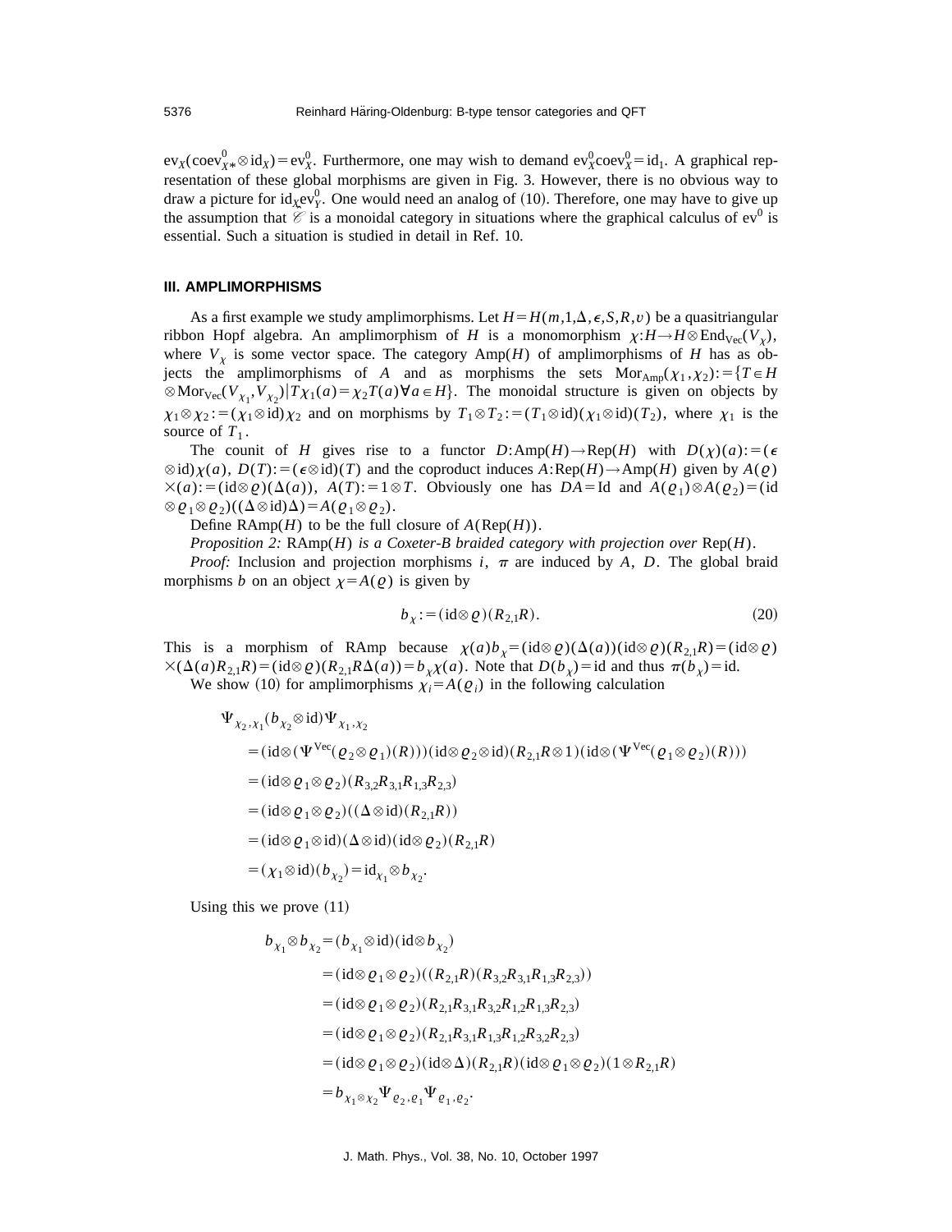$\text{ev}_X(\text{coev}^0_{X*} \otimes \text{id}_X) = \text{ev}^0_X$. Furthermore, one may wish to demand $\text{ev}^0_X \text{coev}^0_X = \text{id}_1$. A graphical representation of these global morphisms are given in Fig. 3. However, there is no obvious way to draw a picture for $\text{id}_X \text{ev}^0_Y$. One would need an analog of (10). Therefore, one may have to give up the assumption that $\mathscr{C}$ is a monoidal category in situations where the graphical calculus of $\text{ev}^0$ is essential. Such a situation is studied in detail in Ref. 10.

### III. AMPLIMORPHISMS

As a first example we study amplimorphisms. Let $H = H(m,1,\Delta,\epsilon,S,R,v)$ be a quasitriangular ribbon Hopf algebra. An amplimorphism of $H$ is a monomorphism $\chi: H \to H \otimes \text{End}_{\text{Vec}}(V_\chi)$, where $V_\chi$ is some vector space. The category $\text{Amp}(H)$ of amplimorphisms of $H$ has as objects the amplimorphisms of $A$ and as morphisms the sets $\text{Mor}_{\text{Amp}}(\chi_1,\chi_2) := \{T \in H \otimes \text{Mor}_{\text{Vec}}(V_{\chi_1}, V_{\chi_2}) | T\chi_1(a) = \chi_2 T(a) \forall a \in H\}$. The monoidal structure is given on objects by $\chi_1 \otimes \chi_2 := (\chi_1 \otimes \text{id})\chi_2$ and on morphisms by $T_1 \otimes T_2 := (T_1 \otimes \text{id})(\chi_1 \otimes \text{id})(T_2)$, where $\chi_1$ is the source of $T_1$.

The counit of $H$ gives rise to a functor $D: \text{Amp}(H) \to \text{Rep}(H)$ with $D(\chi)(a) := (\epsilon \otimes \text{id})\chi(a)$, $D(T) := (\epsilon \otimes \text{id})(T)$ and the coproduct induces $A: \text{Rep}(H) \to \text{Amp}(H)$ given by $A(\varrho) \times (a) := (\text{id} \otimes \varrho)(\Delta(a))$, $A(T) := 1 \otimes T$. Obviously one has $DA = \text{Id}$ and $A(\varrho_1) \otimes A(\varrho_2) = (\text{id} \otimes \varrho_1 \otimes \varrho_2)((\Delta \otimes \text{id})\Delta) = A(\varrho_1 \otimes \varrho_2)$.

Define $\text{RAmp}(H)$ to be the full closure of $A(\text{Rep}(H))$.

*Proposition 2:* $\text{RAmp}(H)$ *is a Coxeter-B braided category with projection over* $\text{Rep}(H)$.

*Proof:* Inclusion and projection morphisms $i$, $\pi$ are induced by $A$, $D$. The global braid morphisms $b$ on an object $\chi = A(\varrho)$ is given by

$$b_\chi := (\text{id} \otimes \varrho)(R_{2,1}R). \tag{20}$$

This is a morphism of RAmp because $\chi(a)b_\chi = (\text{id} \otimes \varrho)(\Delta(a))(\text{id} \otimes \varrho)(R_{2,1}R) = (\text{id} \otimes \varrho) \times (\Delta(a)R_{2,1}R) = (\text{id} \otimes \varrho)(R_{2,1}R\Delta(a)) = b_\chi \chi(a)$. Note that $D(b_\chi) = \text{id}$ and thus $\pi(b_\chi) = \text{id}$.

We show (10) for amplimorphisms $\chi_i = A(\varrho_i)$ in the following calculation

$$\begin{aligned}
&\Psi_{\chi_2,\chi_1}(b_{\chi_2} \otimes \text{id})\Psi_{\chi_1,\chi_2} \\
&= (\text{id} \otimes (\Psi^{\text{Vec}}(\varrho_2 \otimes \varrho_1)(R)))(\text{id} \otimes \varrho_2 \otimes \text{id})(R_{2,1}R \otimes 1)(\text{id} \otimes (\Psi^{\text{Vec}}(\varrho_1 \otimes \varrho_2)(R))) \\
&= (\text{id} \otimes \varrho_1 \otimes \varrho_2)(R_{3,2}R_{3,1}R_{1,3}R_{2,3}) \\
&= (\text{id} \otimes \varrho_1 \otimes \varrho_2)((\Delta \otimes \text{id})(R_{2,1}R)) \\
&= (\text{id} \otimes \varrho_1 \otimes \text{id})(\Delta \otimes \text{id})(\text{id} \otimes \varrho_2)(R_{2,1}R) \\
&= (\chi_1 \otimes \text{id})(b_{\chi_2}) = \text{id}_{\chi_1} \otimes b_{\chi_2}.
\end{aligned}$$

Using this we prove (11)

$$\begin{aligned}
b_{\chi_1} \otimes b_{\chi_2} &= (b_{\chi_1} \otimes \text{id})(\text{id} \otimes b_{\chi_2}) \\
&= (\text{id} \otimes \varrho_1 \otimes \varrho_2)((R_{2,1}R)(R_{3,2}R_{3,1}R_{1,3}R_{2,3})) \\
&= (\text{id} \otimes \varrho_1 \otimes \varrho_2)(R_{2,1}R_{3,1}R_{3,2}R_{1,2}R_{1,3}R_{2,3}) \\
&= (\text{id} \otimes \varrho_1 \otimes \varrho_2)(R_{2,1}R_{3,1}R_{1,3}R_{1,2}R_{3,2}R_{2,3}) \\
&= (\text{id} \otimes \varrho_1 \otimes \varrho_2)(\text{id} \otimes \Delta)(R_{2,1}R)(\text{id} \otimes \varrho_1 \otimes \varrho_2)(1 \otimes R_{2,1}R) \\
&= b_{\chi_1 \otimes \chi_2} \Psi_{\varrho_2,\varrho_1} \Psi_{\varrho_1,\varrho_2}.
\end{aligned}$$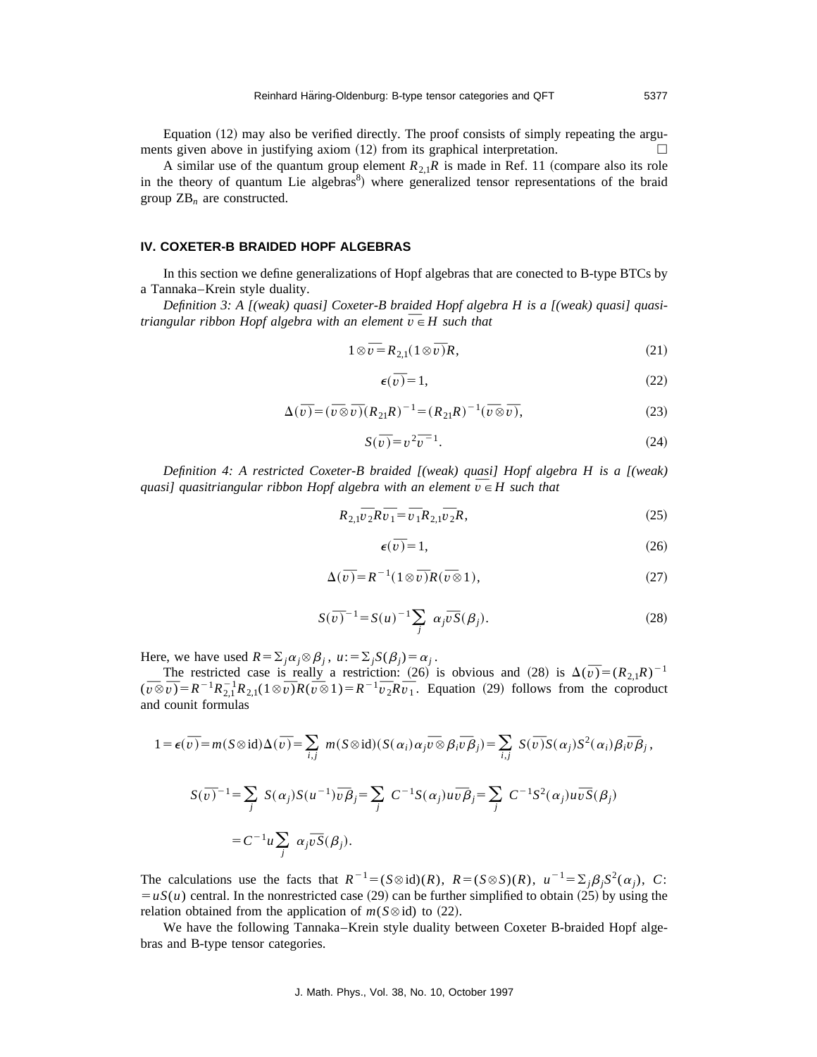Equation (12) may also be verified directly. The proof consists of simply repeating the arguments given above in justifying axiom (12) from its graphical interpretation. $\square$

A similar use of the quantum group element $R_{2,1}R$ is made in Ref. 11 (compare also its role in the theory of quantum Lie algebras[8]) where generalized tensor representations of the braid group $ZB_n$ are constructed.

## IV. COXETER-B BRAIDED HOPF ALGEBRAS

In this section we define generalizations of Hopf algebras that are conected to B-type BTCs by a Tannaka–Krein style duality.

*Definition 3: A [(weak) quasi] Coxeter-B braided Hopf algebra H is a [(weak) quasi] quasi-triangular ribbon Hopf algebra with an element* $\overline{v} \in H$ *such that*

$$1 \otimes \overline{v} = R_{2,1}(1 \otimes \overline{v})R, \tag{21}$$

$$\epsilon(\overline{v}) = 1, \tag{22}$$

$$\Delta(\overline{v}) = (\overline{v} \otimes \overline{v})(R_{21}R)^{-1} = (R_{21}R)^{-1}(\overline{v} \otimes \overline{v}), \tag{23}$$

$$S(\overline{v}) = v^2 \overline{v}^{-1}. \tag{24}$$

*Definition 4: A restricted Coxeter-B braided [(weak) quasi] Hopf algebra H is a [(weak) quasi] quasitriangular ribbon Hopf algebra with an element* $\overline{v} \in H$ *such that*

$$R_{2,1}\overline{v}_2 R \overline{v}_1 = \overline{v}_1 R_{2,1} \overline{v}_2 R, \tag{25}$$

$$\epsilon(\overline{v}) = 1, \tag{26}$$

$$\Delta(\overline{v}) = R^{-1}(1 \otimes \overline{v})R(\overline{v} \otimes 1), \tag{27}$$

$$S(\overline{v})^{-1} = S(u)^{-1} \sum_j \alpha_j \overline{v} \overline{S}(\beta_j). \tag{28}$$

Here, we have used $R = \sum_j \alpha_j \otimes \beta_j$, $u := \sum_j S(\beta_j) = \alpha_j$.

The restricted case is really a restriction: (26) is obvious and (28) is $\Delta(\overline{v}) = (R_{2,1}R)^{-1} (\overline{v} \otimes \overline{v}) = R^{-1}R_{2,1}^{-1}R_{2,1}(1 \otimes \overline{v})R(\overline{v} \otimes 1) = R^{-1}\overline{v}_2 R \overline{v}_1$. Equation (29) follows from the coproduct and counit formulas

$$1 = \epsilon(\overline{v}) = m(S \otimes \mathrm{id})\Delta(\overline{v}) = \sum_{i,j} m(S \otimes \mathrm{id})(S(\alpha_i)\alpha_j \overline{v} \otimes \beta_i \overline{v} \overline{\beta}_j) = \sum_{i,j} S(\overline{v})S(\alpha_j)S^2(\alpha_i)\beta_i \overline{v} \overline{\beta}_j,$$

$$S(\overline{v})^{-1} = \sum_j S(\alpha_j)S(u^{-1})\overline{v}\overline{\beta}_j = \sum_j C^{-1}S(\alpha_j)u\overline{v}\overline{\beta}_j = \sum_j C^{-1}S^2(\alpha_j)u\overline{v}\overline{S}(\beta_j)$$

$$= C^{-1}u \sum_j \alpha_j \overline{v}\overline{S}(\beta_j).$$

The calculations use the facts that $R^{-1} = (S \otimes \mathrm{id})(R)$, $R = (S \otimes S)(R)$, $u^{-1} = \sum_j \beta_j S^2(\alpha_j)$, $C := uS(u)$ central. In the nonrestricted case (29) can be further simplified to obtain (25) by using the relation obtained from the application of $m(S \otimes \mathrm{id})$ to (22).

We have the following Tannaka–Krein style duality between Coxeter B-braided Hopf algebras and B-type tensor categories.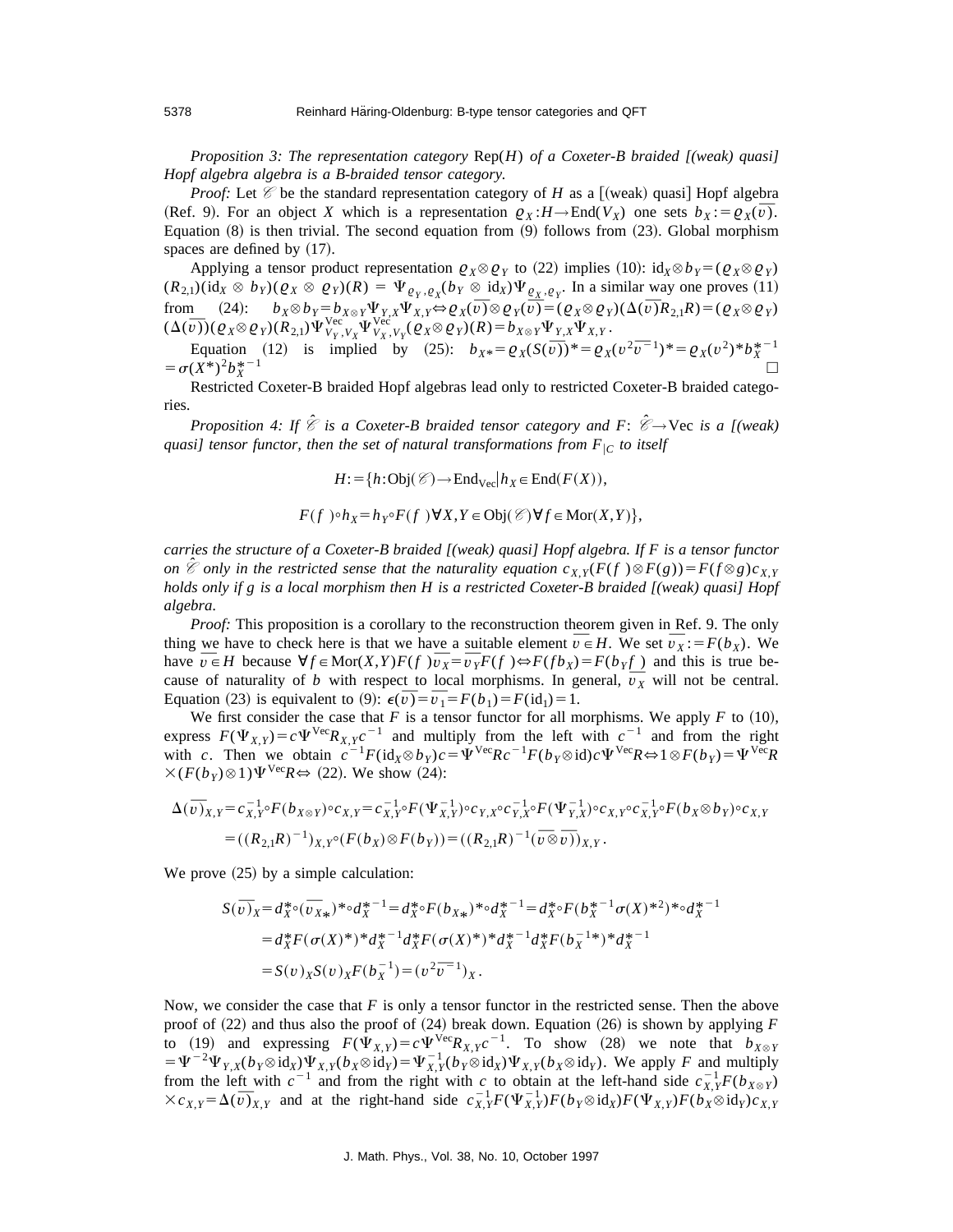*Proposition 3: The representation category* $\mathrm{Rep}(H)$ *of a Coxeter-B braided [(weak) quasi] Hopf algebra algebra is a B-braided tensor category.*

*Proof:* Let $\mathscr{C}$ be the standard representation category of $H$ as a [(weak) quasi] Hopf algebra (Ref. 9). For an object $X$ which is a representation $\varrho_X: H \to \mathrm{End}(V_X)$ one sets $b_X := \varrho_X(\overline{v})$. Equation (8) is then trivial. The second equation from (9) follows from (23). Global morphism spaces are defined by (17).

Applying a tensor product representation $\varrho_X \otimes \varrho_Y$ to (22) implies (10): $\mathrm{id}_X \otimes b_Y = (\varrho_X \otimes \varrho_Y)(R_{2,1})(\mathrm{id}_X \otimes b_Y)(\varrho_X \otimes \varrho_Y)(R) = \Psi_{\varrho_Y,\varrho_X}(b_Y \otimes \mathrm{id}_X)\Psi_{\varrho_X,\varrho_Y}$. In a similar way one proves (11) from (24): $b_X \otimes b_Y = b_{X\otimes Y}\Psi_{Y,X}\Psi_{X,Y} \Leftrightarrow \varrho_X(\overline{v}) \otimes \varrho_Y(\overline{v}) = (\varrho_X \otimes \varrho_Y)(\Delta(\overline{v})R_{2,1}R) = (\varrho_X \otimes \varrho_Y)(\Delta(\overline{v}))(\varrho_X \otimes \varrho_Y)(R_{2,1})\Psi^{\mathrm{Vec}}_{V_Y,V_X}\Psi^{\mathrm{Vec}}_{V_X,V_Y}(\varrho_X \otimes \varrho_Y)(R) = b_{X\otimes Y}\Psi_{Y,X}\Psi_{X,Y}$.

Equation (12) is implied by (25): $b_{X*} = \varrho_X(S(\overline{v}))^* = \varrho_X(v^2\overline{v}^{-1})^* = \varrho_X(v^2)^* b_X^{*-1} = \sigma(X^*)^2 b_X^{*-1}$ $\square$

Restricted Coxeter-B braided Hopf algebras lead only to restricted Coxeter-B braided categories.

*Proposition 4: If* $\hat{\mathscr{C}}$ *is a Coxeter-B braided tensor category and* $F: \hat{\mathscr{C}} \to \mathrm{Vec}$ *is a [(weak) quasi] tensor functor, then the set of natural transformations from* $F_{|C}$ *to itself*

$$H := \{h: \mathrm{Obj}(\mathscr{C}) \to \mathrm{End}_{\mathrm{Vec}} | h_X \in \mathrm{End}(F(X)),$$

$$F(f)\circ h_X = h_Y \circ F(f)\, \forall X,Y \in \mathrm{Obj}(\mathscr{C})\, \forall f \in \mathrm{Mor}(X,Y)\},$$

*carries the structure of a Coxeter-B braided [(weak) quasi] Hopf algebra. If F is a tensor functor on* $\hat{\mathscr{C}}$ *only in the restricted sense that the naturality equation* $c_{X,Y}(F(f)\otimes F(g)) = F(f\otimes g)c_{X,Y}$ *holds only if g is a local morphism then H is a restricted Coxeter-B braided [(weak) quasi] Hopf algebra.*

*Proof:* This proposition is a corollary to the reconstruction theorem given in Ref. 9. The only thing we have to check here is that we have a suitable element $\overline{v} \in H$. We set $\overline{v}_X := F(b_X)$. We have $\overline{v} \in H$ because $\forall f \in \mathrm{Mor}(X,Y) F(f)\overline{v}_X = \overline{v}_Y F(f) \Leftrightarrow F(f b_X) = F(b_Y \underline{f})$ and this is true because of naturality of $b$ with respect to local morphisms. In general, $\overline{v}_X$ will not be central. Equation (23) is equivalent to (9): $\epsilon(\overline{v}) = \overline{v}_1 = F(b_1) = F(\mathrm{id}_1) = 1$.

We first consider the case that $F$ is a tensor functor for all morphisms. We apply $F$ to (10), express $F(\Psi_{X,Y}) = c\Psi^{\mathrm{Vec}}R_{X,Y}c^{-1}$ and multiply from the left with $c^{-1}$ and from the right with $c$. Then we obtain $c^{-1}F(\mathrm{id}_X \otimes b_Y)c = \Psi^{\mathrm{Vec}}Rc^{-1}F(b_Y \otimes \mathrm{id})c\Psi^{\mathrm{Vec}}R \Leftrightarrow 1 \otimes F(b_Y) = \Psi^{\mathrm{Vec}}R \times (F(b_Y)\otimes 1)\Psi^{\mathrm{Vec}}R \Leftrightarrow$ (22). We show (24):

$$\Delta(\overline{v})_{X,Y} = c_{X,Y}^{-1}\circ F(b_{X\otimes Y})\circ c_{X,Y} = c_{X,Y}^{-1}\circ F(\Psi_{X,Y}^{-1})\circ c_{Y,X}\circ c_{Y,X}^{-1}\circ F(\Psi_{Y,X}^{-1})\circ c_{X,Y}\circ c_{X,Y}^{-1}\circ F(b_X \otimes b_Y)\circ c_{X,Y}$$
$$= ((R_{2,1}R)^{-1})_{X,Y}\circ(F(b_X)\otimes F(b_Y)) = ((R_{2,1}R)^{-1}(\overline{v}\otimes\overline{v}))_{X,Y}.$$

We prove (25) by a simple calculation:

$$S(\overline{v})_X = d_X^* \circ (\overline{v}_{X*})^* \circ d_X^{*-1} = d_X^* \circ F(b_{X*})^* \circ d_X^{*-1} = d_X^* \circ F(b_X^{*-1}\sigma(X)^{*2})^* \circ d_X^{*-1}$$
$$= d_X^* F(\sigma(X)^*)^* d_X^{*-1} d_X^* F(\sigma(X)^*)^* d_X^{*-1} d_X^* F(b_X^{-1*})^* d_X^{*-1}$$
$$= S(v)_X S(v)_X F(b_X^{-1}) = (v^2\overline{v}^{-1})_X.$$

Now, we consider the case that $F$ is only a tensor functor in the restricted sense. Then the above proof of (22) and thus also the proof of (24) break down. Equation (26) is shown by applying $F$ to (19) and expressing $F(\Psi_{X,Y}) = c\Psi^{\mathrm{Vec}}R_{X,Y}c^{-1}$. To show (28) we note that $b_{X\otimes Y} = \Psi^{-2}\Psi_{Y,X}(b_Y \otimes \mathrm{id}_X)\Psi_{X,Y}(b_X \otimes \mathrm{id}_Y) = \Psi_{X,Y}^{-1}(b_Y \otimes \mathrm{id}_X)\Psi_{X,Y}(b_X \otimes \mathrm{id}_Y)$. We apply $F$ and multiply from the left with $c^{-1}$ and from the right with $c$ to obtain at the left-hand side $c_{X,Y}^{-1}F(b_{X\otimes Y}) \times c_{X,Y} = \Delta(\overline{v})_{X,Y}$ and at the right-hand side $c_{X,Y}^{-1}F(\Psi_{X,Y}^{-1})F(b_Y \otimes \mathrm{id}_X)F(\Psi_{X,Y})F(b_X \otimes \mathrm{id}_Y)c_{X,Y}$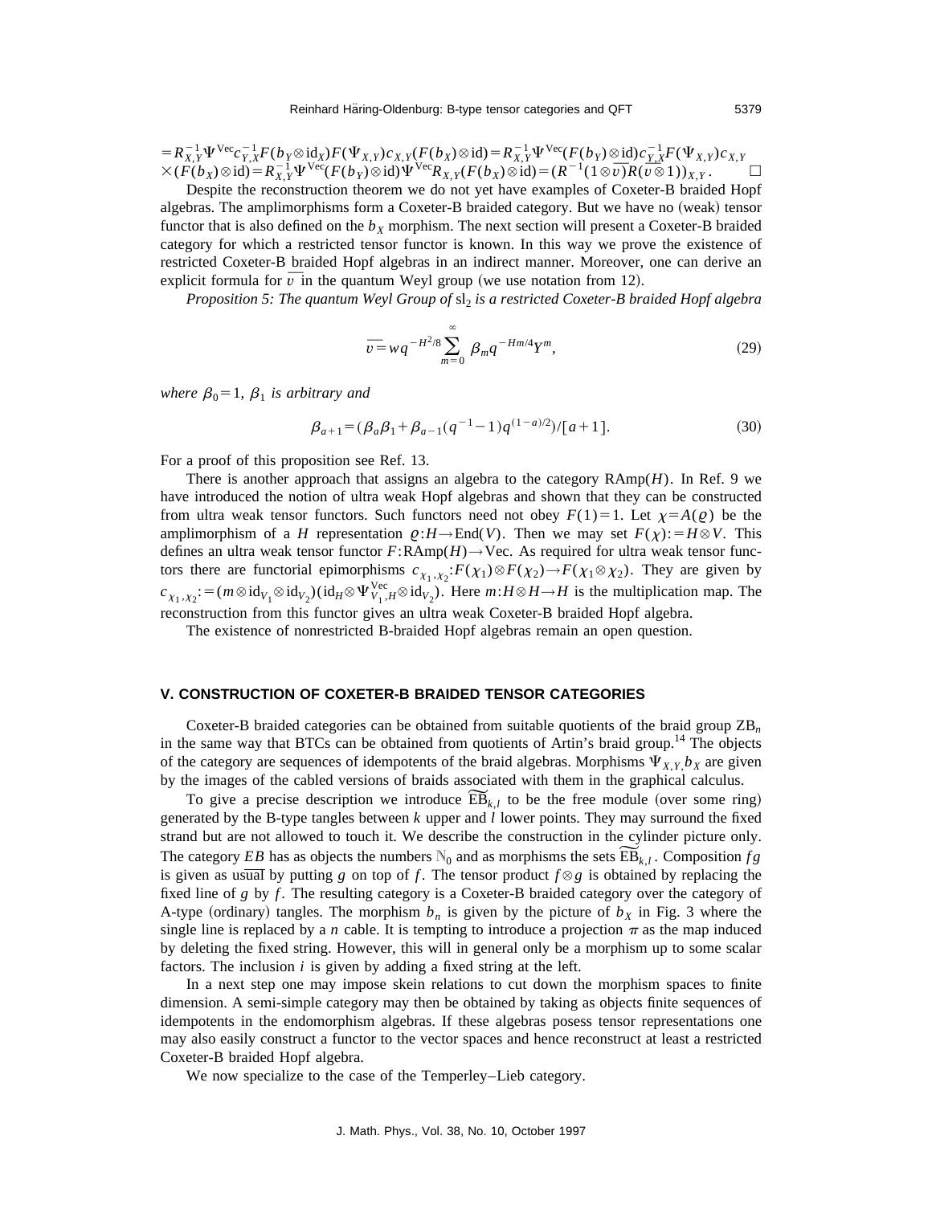$= R_{X,Y}^{-1}\Psi^{\mathrm{Vec}} c_{Y,X}^{-1} F(b_Y \otimes \mathrm{id}_X) F(\Psi_{X,Y}) c_{X,Y} (F(b_X) \otimes \mathrm{id}) = R_{X,Y}^{-1}\Psi^{\mathrm{Vec}} (F(b_Y) \otimes \mathrm{id}) c_{Y,X}^{-1} F(\Psi_{X,Y}) c_{X,Y}$ $\times (F(b_X) \otimes \mathrm{id}) = R_{X,Y}^{-1}\Psi^{\mathrm{Vec}} (F(b_Y) \otimes \mathrm{id}) \Psi^{\mathrm{Vec}} R_{X,Y} (F(b_X) \otimes \mathrm{id}) = (R^{-1}(1 \otimes \overline{v}) R(\overline{v} \otimes 1))_{X,Y}$. □

Despite the reconstruction theorem we do not yet have examples of Coxeter-B braided Hopf algebras. The amplimorphisms form a Coxeter-B braided category. But we have no (weak) tensor functor that is also defined on the $b_X$ morphism. The next section will present a Coxeter-B braided category for which a restricted tensor functor is known. In this way we prove the existence of restricted Coxeter-B braided Hopf algebras in an indirect manner. Moreover, one can derive an explicit formula for $\overline{v}$ in the quantum Weyl group (we use notation from 12).

*Proposition 5: The quantum Weyl Group of* $\mathrm{sl}_2$ *is a restricted Coxeter-B braided Hopf algebra*

$$\overline{v} = w q^{-H^2/8} \sum_{m=0}^{\infty} \beta_m q^{-Hm/4} Y^m, \tag{29}$$

*where* $\beta_0 = 1$, $\beta_1$ *is arbitrary and*

$$\beta_{a+1} = (\beta_a \beta_1 + \beta_{a-1}(q^{-1} - 1) q^{(1-a)/2}) / [a+1]. \tag{30}$$

For a proof of this proposition see Ref. 13.

There is another approach that assigns an algebra to the category $\mathrm{RAmp}(H)$. In Ref. 9 we have introduced the notion of ultra weak Hopf algebras and shown that they can be constructed from ultra weak tensor functors. Such functors need not obey $F(1) = 1$. Let $\chi = A(\varrho)$ be the amplimorphism of a $H$ representation $\varrho: H \to \mathrm{End}(V)$. Then we may set $F(\chi) := H \otimes V$. This defines an ultra weak tensor functor $F: \mathrm{RAmp}(H) \to \mathrm{Vec}$. As required for ultra weak tensor functors there are functorial epimorphisms $c_{\chi_1, \chi_2}: F(\chi_1) \otimes F(\chi_2) \to F(\chi_1 \otimes \chi_2)$. They are given by $c_{\chi_1, \chi_2} := (m \otimes \mathrm{id}_{V_1} \otimes \mathrm{id}_{V_2})(\mathrm{id}_H \otimes \Psi_{V_1, H}^{\mathrm{Vec}} \otimes \mathrm{id}_{V_2})$. Here $m: H \otimes H \to H$ is the multiplication map. The reconstruction from this functor gives an ultra weak Coxeter-B braided Hopf algebra.

The existence of nonrestricted B-braided Hopf algebras remain an open question.

## V. CONSTRUCTION OF COXETER-B BRAIDED TENSOR CATEGORIES

Coxeter-B braided categories can be obtained from suitable quotients of the braid group $\mathrm{ZB}_n$ in the same way that BTCs can be obtained from quotients of Artin's braid group.[14] The objects of the category are sequences of idempotents of the braid algebras. Morphisms $\Psi_{X,Y}, b_X$ are given by the images of the cabled versions of braids associated with them in the graphical calculus.

To give a precise description we introduce $\widetilde{\mathrm{EB}}_{k,l}$ to be the free module (over some ring) generated by the B-type tangles between $k$ upper and $l$ lower points. They may surround the fixed strand but are not allowed to touch it. We describe the construction in the cylinder picture only. The category $EB$ has as objects the numbers $\mathbb{N}_0$ and as morphisms the sets $\widetilde{\mathrm{EB}}_{k,l}$. Composition $fg$ is given as usual by putting $g$ on top of $f$. The tensor product $f \otimes g$ is obtained by replacing the fixed line of $g$ by $f$. The resulting category is a Coxeter-B braided category over the category of A-type (ordinary) tangles. The morphism $b_n$ is given by the picture of $b_X$ in Fig. 3 where the single line is replaced by a $n$ cable. It is tempting to introduce a projection $\pi$ as the map induced by deleting the fixed string. However, this will in general only be a morphism up to some scalar factors. The inclusion $i$ is given by adding a fixed string at the left.

In a next step one may impose skein relations to cut down the morphism spaces to finite dimension. A semi-simple category may then be obtained by taking as objects finite sequences of idempotents in the endomorphism algebras. If these algebras posess tensor representations one may also easily construct a functor to the vector spaces and hence reconstruct at least a restricted Coxeter-B braided Hopf algebra.

We now specialize to the case of the Temperley–Lieb category.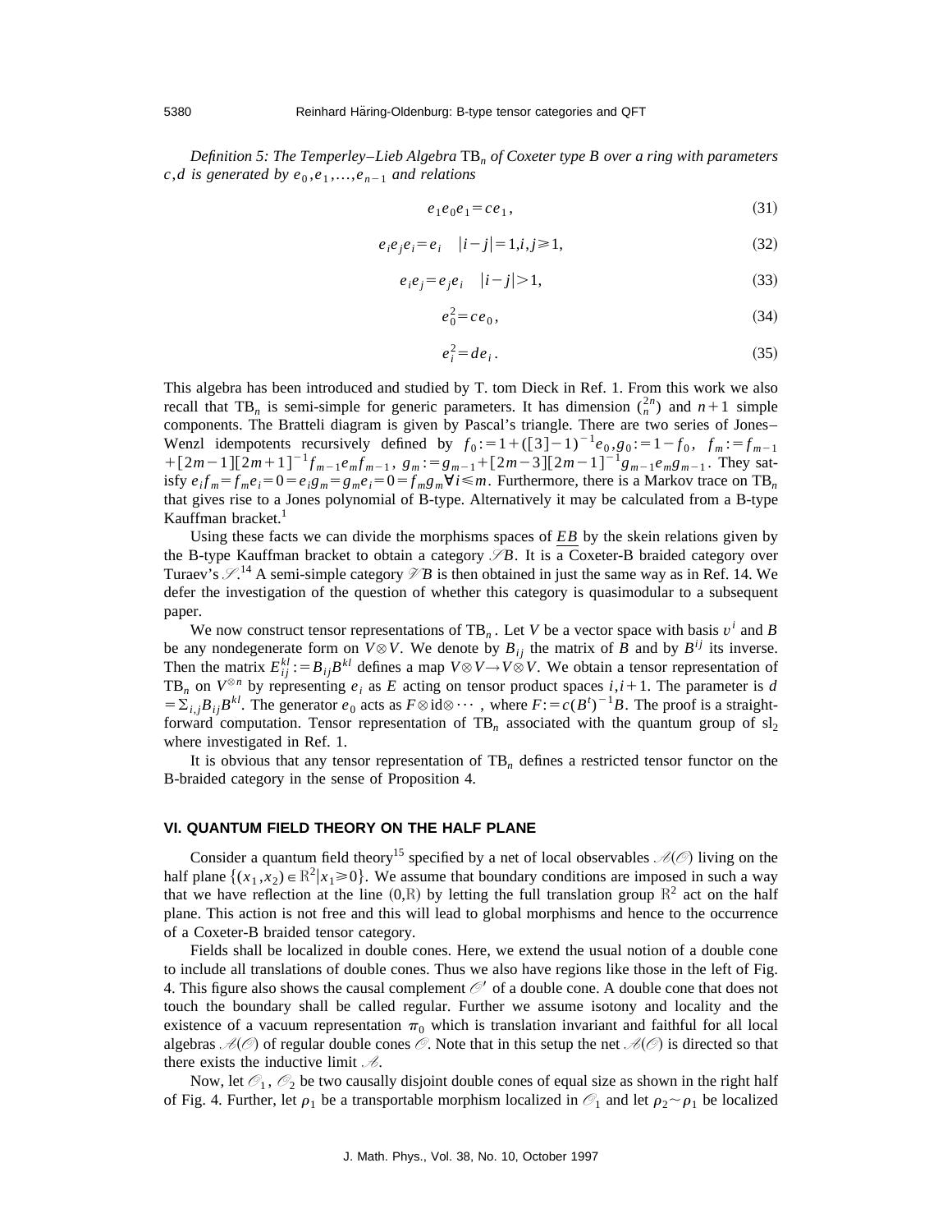*Definition 5: The Temperley–Lieb Algebra* $\mathrm{TB}_n$ *of Coxeter type B over a ring with parameters* $c,d$ *is generated by* $e_0, e_1, \ldots, e_{n-1}$ *and relations*

$$e_1 e_0 e_1 = c e_1, \tag{31}$$

$$e_i e_j e_i = e_i \quad |i-j|=1, i,j \geq 1, \tag{32}$$

$$e_i e_j = e_j e_i \quad |i-j|>1, \tag{33}$$

$$e_0^2 = c e_0, \tag{34}$$

$$e_i^2 = d e_i. \tag{35}$$

This algebra has been introduced and studied by T. tom Dieck in Ref. 1. From this work we also recall that $\mathrm{TB}_n$ is semi-simple for generic parameters. It has dimension $\binom{2n}{n}$ and $n+1$ simple components. The Bratteli diagram is given by Pascal's triangle. There are two series of Jones–Wenzl idempotents recursively defined by $f_0 := 1 + ([3]-1)^{-1} e_0, g_0 := 1 - f_0$, $f_m := f_{m-1} + [2m-1][2m+1]^{-1} f_{m-1} e_m f_{m-1}$, $g_m := g_{m-1} + [2m-3][2m-1]^{-1} g_{m-1} e_m g_{m-1}$. They satisfy $e_i f_m = f_m e_i = 0 = e_i g_m = g_m e_i = 0 = f_m g_m \forall i \leq m$. Furthermore, there is a Markov trace on $\mathrm{TB}_n$ that gives rise to a Jones polynomial of B-type. Alternatively it may be calculated from a B-type Kauffman bracket.[1]

Using these facts we can divide the morphisms spaces of $\underline{EB}$ by the skein relations given by the B-type Kauffman bracket to obtain a category $\mathscr{S}B$. It is a Coxeter-B braided category over Turaev's $\mathscr{S}$.[14] A semi-simple category $\mathscr{V}B$ is then obtained in just the same way as in Ref. 14. We defer the investigation of the question of whether this category is quasimodular to a subsequent paper.

We now construct tensor representations of $\mathrm{TB}_n$. Let $V$ be a vector space with basis $v^i$ and $B$ be any nondegenerate form on $V \otimes V$. We denote by $B_{ij}$ the matrix of $B$ and by $B^{ij}$ its inverse. Then the matrix $E_{ij}^{kl} := B_{ij} B^{kl}$ defines a map $V \otimes V \to V \otimes V$. We obtain a tensor representation of $\mathrm{TB}_n$ on $V^{\otimes n}$ by representing $e_i$ as $E$ acting on tensor product spaces $i, i+1$. The parameter is $d = \Sigma_{i,j} B_{ij} B^{kl}$. The generator $e_0$ acts as $F \otimes \mathrm{id} \otimes \cdots$, where $F := c(B^t)^{-1} B$. The proof is a straightforward computation. Tensor representation of $\mathrm{TB}_n$ associated with the quantum group of $\mathrm{sl}_2$ where investigated in Ref. 1.

It is obvious that any tensor representation of $\mathrm{TB}_n$ defines a restricted tensor functor on the B-braided category in the sense of Proposition 4.

## VI. QUANTUM FIELD THEORY ON THE HALF PLANE

Consider a quantum field theory[15] specified by a net of local observables $\mathscr{A}(\mathscr{O})$ living on the half plane $\{(x_1, x_2) \in \mathbb{R}^2 | x_1 \geq 0\}$. We assume that boundary conditions are imposed in such a way that we have reflection at the line $(0,\mathbb{R})$ by letting the full translation group $\mathbb{R}^2$ act on the half plane. This action is not free and this will lead to global morphisms and hence to the occurrence of a Coxeter-B braided tensor category.

Fields shall be localized in double cones. Here, we extend the usual notion of a double cone to include all translations of double cones. Thus we also have regions like those in the left of Fig. 4. This figure also shows the causal complement $\mathscr{O}'$ of a double cone. A double cone that does not touch the boundary shall be called regular. Further we assume isotony and locality and the existence of a vacuum representation $\pi_0$ which is translation invariant and faithful for all local algebras $\mathscr{A}(\mathscr{O})$ of regular double cones $\mathscr{O}$. Note that in this setup the net $\mathscr{A}(\mathscr{O})$ is directed so that there exists the inductive limit $\mathscr{A}$.

Now, let $\mathscr{O}_1$, $\mathscr{O}_2$ be two causally disjoint double cones of equal size as shown in the right half of Fig. 4. Further, let $\rho_1$ be a transportable morphism localized in $\mathscr{O}_1$ and let $\rho_2 \sim \rho_1$ be localized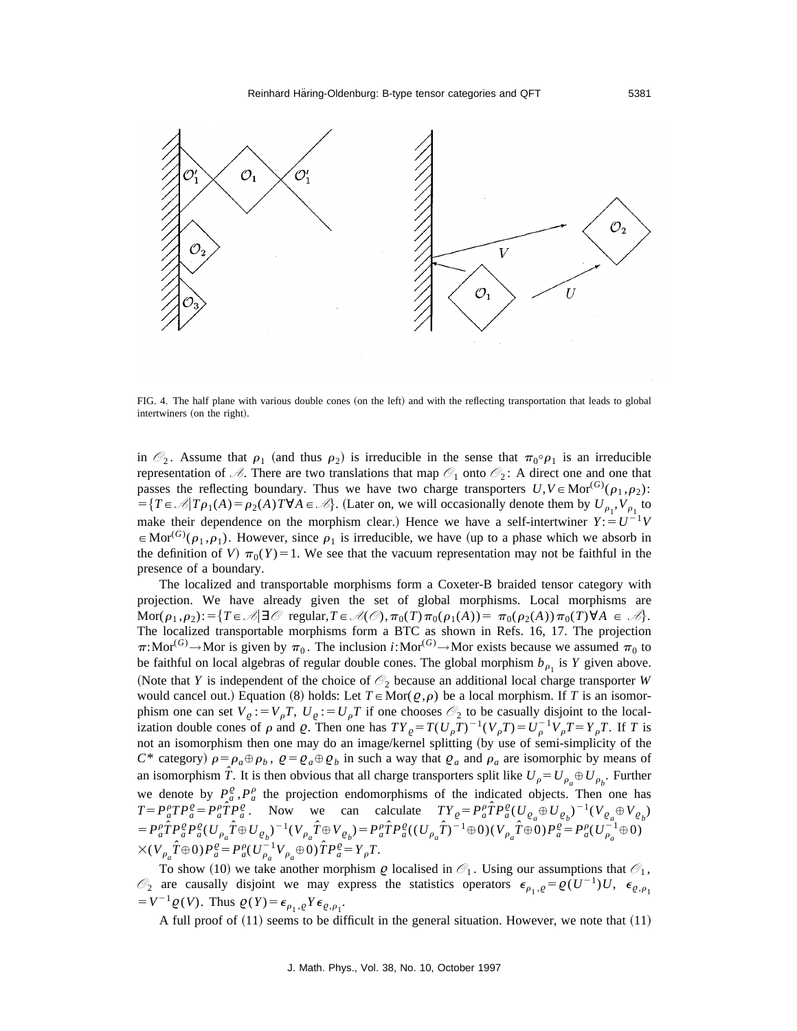FIG. 4. The half plane with various double cones (on the left) and with the reflecting transportation that leads to global intertwiners (on the right).

in $\mathcal{O}_2$. Assume that $\rho_1$ (and thus $\rho_2$) is irreducible in the sense that $\pi_0 \circ \rho_1$ is an irreducible representation of $\mathcal{A}$. There are two translations that map $\mathcal{O}_1$ onto $\mathcal{O}_2$: A direct one and one that passes the reflecting boundary. Thus we have two charge transporters $U, V \in \mathrm{Mor}^{(G)}(\rho_1, \rho_2)$: $= \{T \in \mathcal{A} | T\rho_1(A) = \rho_2(A)T \forall A \in \mathcal{A}\}$. (Later on, we will occasionally denote them by $U_{\rho_1}, V_{\rho_1}$ to make their dependence on the morphism clear.) Hence we have a self-intertwiner $Y := U^{-1}V \in \mathrm{Mor}^{(G)}(\rho_1, \rho_1)$. However, since $\rho_1$ is irreducible, we have (up to a phase which we absorb in the definition of $V$) $\pi_0(Y) = 1$. We see that the vacuum representation may not be faithful in the presence of a boundary.

The localized and transportable morphisms form a Coxeter-B braided tensor category with projection. We have already given the set of global morphisms. Local morphisms are $\mathrm{Mor}(\rho_1, \rho_2) := \{T \in \mathcal{A} | \exists \mathcal{O} \text{ regular}, T \in \mathcal{A}(\mathcal{O}), \pi_0(T)\pi_0(\rho_1(A)) = \pi_0(\rho_2(A))\pi_0(T) \forall A \in \mathcal{A}\}$. The localized transportable morphisms form a BTC as shown in Refs. 16, 17. The projection $\pi: \mathrm{Mor}^{(G)} \to \mathrm{Mor}$ is given by $\pi_0$. The inclusion $i: \mathrm{Mor}^{(G)} \to \mathrm{Mor}$ exists because we assumed $\pi_0$ to be faithful on local algebras of regular double cones. The global morphism $b_{\rho_1}$ is $Y$ given above. (Note that $Y$ is independent of the choice of $\mathcal{O}_2$ because an additional local charge transporter $W$ would cancel out.) Equation (8) holds: Let $T \in \mathrm{Mor}(\varrho, \rho)$ be a local morphism. If $T$ is an isomorphism one can set $V_\varrho := V_\rho T$, $U_\varrho := U_\rho T$ if one chooses $\mathcal{O}_2$ to be casually disjoint to the localization double cones of $\rho$ and $\varrho$. Then one has $TY_\varrho = T(U_\rho T)^{-1}(V_\rho T) = U_\rho^{-1} V_\rho T = Y_\rho T$. If $T$ is not an isomorphism then one may do an image/kernel splitting (by use of semi-simplicity of the $C^*$ category) $\rho = \rho_a \oplus \rho_b$, $\varrho = \varrho_a \oplus \varrho_b$ in such a way that $\varrho_a$ and $\rho_a$ are isomorphic by means of an isomorphism $\hat{T}$. It is then obvious that all charge transporters split like $U_\rho = U_{\rho_a} \oplus U_{\rho_b}$. Further we denote by $P_a^\varrho, P_a^\rho$ the projection endomorphisms of the indicated objects. Then one has $T = P_a^\rho T P_a^\varrho = P_a^\rho \hat{T} P_a^\varrho$. Now we can calculate $TY_\varrho = P_a^\rho \hat{T} P_a^\varrho (U_{\varrho_a} \oplus U_{\varrho_b})^{-1}(V_{\varrho_a} \oplus V_{\varrho_b}) = P_a^\rho \hat{T} P_a^\varrho P_a^\varrho (U_{\rho_a}\hat{T} \oplus U_{\varrho_b})^{-1}(V_{\rho_a}\hat{T} \oplus V_{\varrho_b}) = P_a^\rho \hat{T} P_a^\varrho ((U_{\rho_a}\hat{T})^{-1} \oplus 0)(V_{\rho_a}\hat{T} \oplus 0) P_a^\varrho = P_a^\rho (U_{\rho_a}^{-1} \oplus 0) \times (V_{\rho_a}\hat{T} \oplus 0) P_a^\varrho = P_a^\rho (U_{\rho_a}^{-1} V_{\rho_a} \oplus 0) \hat{T} P_a^\varrho = Y_\rho T$.

To show (10) we take another morphism $\varrho$ localised in $\mathcal{O}_1$. Using our assumptions that $\mathcal{O}_1$, $\mathcal{O}_2$ are causally disjoint we may express the statistics operators $\epsilon_{\rho_1,\varrho} = \varrho(U^{-1})U$, $\epsilon_{\varrho,\rho_1} = V^{-1}\varrho(V)$. Thus $\varrho(Y) = \epsilon_{\rho_1,\varrho} Y \epsilon_{\varrho,\rho_1}$.

A full proof of (11) seems to be difficult in the general situation. However, we note that (11)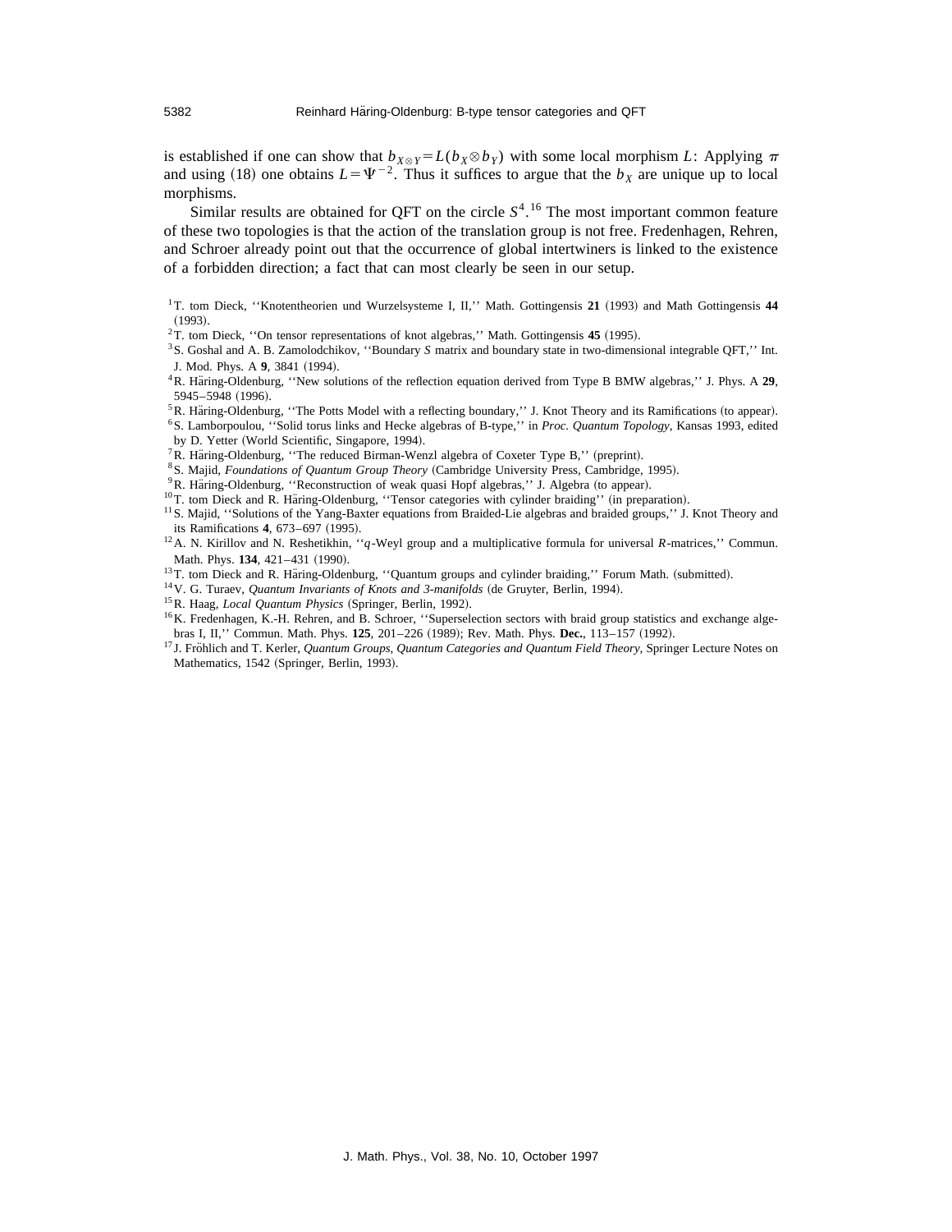is established if one can show that $b_{X\otimes Y}=L(b_X\otimes b_Y)$ with some local morphism $L$: Applying $\pi$ and using (18) one obtains $L=\Psi^{-2}$. Thus it suffices to argue that the $b_X$ are unique up to local morphisms.

Similar results are obtained for QFT on the circle $S^4$.[16] The most important common feature of these two topologies is that the action of the translation group is not free. Fredenhagen, Rehren, and Schroer already point out that the occurrence of global intertwiners is linked to the existence of a forbidden direction; a fact that can most clearly be seen in our setup.

[1] T. tom Dieck, ''Knotentheorien und Wurzelsysteme I, II,'' Math. Gottingensis **21** (1993) and Math Gottingensis **44** (1993).

[2] T. tom Dieck, ''On tensor representations of knot algebras,'' Math. Gottingensis **45** (1995).

[3] S. Goshal and A. B. Zamolodchikov, ''Boundary *S* matrix and boundary state in two-dimensional integrable QFT,'' Int. J. Mod. Phys. A **9**, 3841 (1994).

[4] R. Häring-Oldenburg, ''New solutions of the reflection equation derived from Type B BMW algebras,'' J. Phys. A **29**, 5945–5948 (1996).

[5] R. Häring-Oldenburg, ''The Potts Model with a reflecting boundary,'' J. Knot Theory and its Ramifications (to appear).

[6] S. Lamborpoulou, ''Solid torus links and Hecke algebras of B-type,'' in *Proc. Quantum Topology*, Kansas 1993, edited by D. Yetter (World Scientific, Singapore, 1994).

[7] R. Häring-Oldenburg, ''The reduced Birman-Wenzl algebra of Coxeter Type B,'' (preprint).

[8] S. Majid, *Foundations of Quantum Group Theory* (Cambridge University Press, Cambridge, 1995).

[9] R. Häring-Oldenburg, ''Reconstruction of weak quasi Hopf algebras,'' J. Algebra (to appear).

[10] T. tom Dieck and R. Häring-Oldenburg, ''Tensor categories with cylinder braiding'' (in preparation).

[11] S. Majid, ''Solutions of the Yang-Baxter equations from Braided-Lie algebras and braided groups,'' J. Knot Theory and its Ramifications **4**, 673–697 (1995).

[12] A. N. Kirillov and N. Reshetikhin, ''*q*-Weyl group and a multiplicative formula for universal *R*-matrices,'' Commun. Math. Phys. **134**, 421–431 (1990).

[13] T. tom Dieck and R. Häring-Oldenburg, ''Quantum groups and cylinder braiding,'' Forum Math. (submitted).

[14] V. G. Turaev, *Quantum Invariants of Knots and 3-manifolds* (de Gruyter, Berlin, 1994).

[15] R. Haag, *Local Quantum Physics* (Springer, Berlin, 1992).

[16] K. Fredenhagen, K.-H. Rehren, and B. Schroer, ''Superselection sectors with braid group statistics and exchange algebras I, II,'' Commun. Math. Phys. **125**, 201–226 (1989); Rev. Math. Phys. **Dec.**, 113–157 (1992).

[17] J. Fröhlich and T. Kerler, *Quantum Groups, Quantum Categories and Quantum Field Theory*, Springer Lecture Notes on Mathematics, 1542 (Springer, Berlin, 1993).